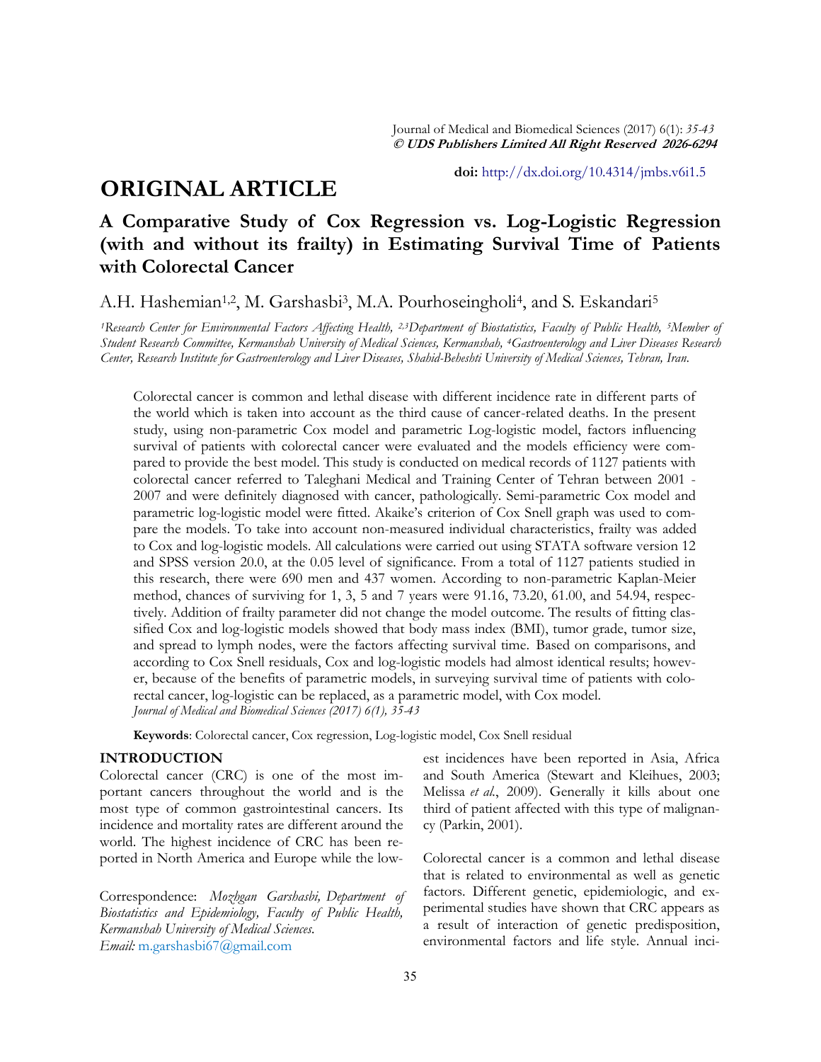doi: http://dx.doi.org/10.4314/jmbs.v6i1.5

# ORIGINAL ARTICLE

## A Comparative Study of Cox Regression vs. Log-Logistic Regression (with and without its frailty) in Estimating Survival Time of Patients with Colorectal Cancer

A.H. Hashemian[1,2], M. Garshasbi[3], M.A. Pourhoseingholi[4], and S. Eskandari[5]

*[1]Research Center for Environmental Factors Affecting Health, [2,3]Department of Biostatistics, Faculty of Public Health, [5]Member of Student Research Committee, Kermanshah University of Medical Sciences, Kermanshah, [4]Gastroenterology and Liver Diseases Research Center, Research Institute for Gastroenterology and Liver Diseases, Shahid-Beheshti University of Medical Sciences, Tehran, Iran.*

Colorectal cancer is common and lethal disease with different incidence rate in different parts of the world which is taken into account as the third cause of cancer-related deaths. In the present study, using non-parametric Cox model and parametric Log-logistic model, factors influencing survival of patients with colorectal cancer were evaluated and the models efficiency were compared to provide the best model. This study is conducted on medical records of 1127 patients with colorectal cancer referred to Taleghani Medical and Training Center of Tehran between 2001 - 2007 and were definitely diagnosed with cancer, pathologically. Semi-parametric Cox model and parametric log-logistic model were fitted. Akaike's criterion of Cox Snell graph was used to compare the models. To take into account non-measured individual characteristics, frailty was added to Cox and log-logistic models. All calculations were carried out using STATA software version 12 and SPSS version 20.0, at the 0.05 level of significance. From a total of 1127 patients studied in this research, there were 690 men and 437 women. According to non-parametric Kaplan-Meier method, chances of surviving for 1, 3, 5 and 7 years were 91.16, 73.20, 61.00, and 54.94, respectively. Addition of frailty parameter did not change the model outcome. The results of fitting classified Cox and log-logistic models showed that body mass index (BMI), tumor grade, tumor size, and spread to lymph nodes, were the factors affecting survival time. Based on comparisons, and according to Cox Snell residuals, Cox and log-logistic models had almost identical results; however, because of the benefits of parametric models, in surveying survival time of patients with colorectal cancer, log-logistic can be replaced, as a parametric model, with Cox model.
*Journal of Medical and Biomedical Sciences (2017) 6(1), 35-43*

**Keywords**: Colorectal cancer, Cox regression, Log-logistic model, Cox Snell residual

### INTRODUCTION

Colorectal cancer (CRC) is one of the most important cancers throughout the world and is the most type of common gastrointestinal cancers. Its incidence and mortality rates are different around the world. The highest incidence of CRC has been reported in North America and Europe while the lowest incidences have been reported in Asia, Africa and South America (Stewart and Kleihues, 2003; Melissa *et al.*, 2009). Generally it kills about one third of patient affected with this type of malignancy (Parkin, 2001).

Colorectal cancer is a common and lethal disease that is related to environmental as well as genetic factors. Different genetic, epidemiologic, and experimental studies have shown that CRC appears as a result of interaction of genetic predisposition, environmental factors and life style. Annual inci-

Correspondence: *Mozhgan Garshasbi, Department of Biostatistics and Epidemiology, Faculty of Public Health, Kermanshah University of Medical Sciences.*
*Email:* m.garshasbi67@gmail.com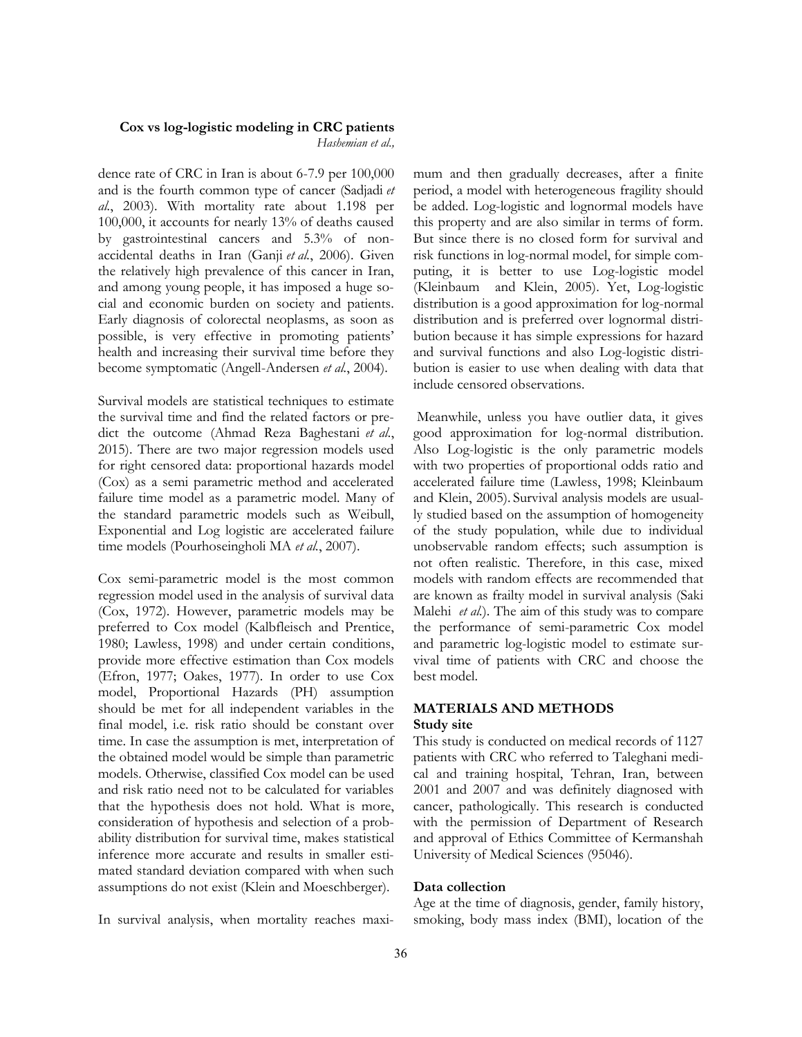dence rate of CRC in Iran is about 6-7.9 per 100,000 and is the fourth common type of cancer (Sadjadi *et al.*, 2003). With mortality rate about 1.198 per 100,000, it accounts for nearly 13% of deaths caused by gastrointestinal cancers and 5.3% of non-accidental deaths in Iran (Ganji *et al.*, 2006). Given the relatively high prevalence of this cancer in Iran, and among young people, it has imposed a huge social and economic burden on society and patients. Early diagnosis of colorectal neoplasms, as soon as possible, is very effective in promoting patients' health and increasing their survival time before they become symptomatic (Angell-Andersen *et al.*, 2004).

Survival models are statistical techniques to estimate the survival time and find the related factors or predict the outcome (Ahmad Reza Baghestani *et al.*, 2015). There are two major regression models used for right censored data: proportional hazards model (Cox) as a semi parametric method and accelerated failure time model as a parametric model. Many of the standard parametric models such as Weibull, Exponential and Log logistic are accelerated failure time models (Pourhoseingholi MA *et al.*, 2007).

Cox semi-parametric model is the most common regression model used in the analysis of survival data (Cox, 1972). However, parametric models may be preferred to Cox model (Kalbfleisch and Prentice, 1980; Lawless, 1998) and under certain conditions, provide more effective estimation than Cox models (Efron, 1977; Oakes, 1977). In order to use Cox model, Proportional Hazards (PH) assumption should be met for all independent variables in the final model, i.e. risk ratio should be constant over time. In case the assumption is met, interpretation of the obtained model would be simple than parametric models. Otherwise, classified Cox model can be used and risk ratio need not to be calculated for variables that the hypothesis does not hold. What is more, consideration of hypothesis and selection of a probability distribution for survival time, makes statistical inference more accurate and results in smaller estimated standard deviation compared with when such assumptions do not exist (Klein and Moeschberger).

In survival analysis, when mortality reaches maximum and then gradually decreases, after a finite period, a model with heterogeneous fragility should be added. Log-logistic and lognormal models have this property and are also similar in terms of form. But since there is no closed form for survival and risk functions in log-normal model, for simple computing, it is better to use Log-logistic model (Kleinbaum and Klein, 2005). Yet, Log-logistic distribution is a good approximation for log-normal distribution and is preferred over lognormal distribution because it has simple expressions for hazard and survival functions and also Log-logistic distribution is easier to use when dealing with data that include censored observations.

Meanwhile, unless you have outlier data, it gives good approximation for log-normal distribution. Also Log-logistic is the only parametric models with two properties of proportional odds ratio and accelerated failure time (Lawless, 1998; Kleinbaum and Klein, 2005). Survival analysis models are usually studied based on the assumption of homogeneity of the study population, while due to individual unobservable random effects; such assumption is not often realistic. Therefore, in this case, mixed models with random effects are recommended that are known as frailty model in survival analysis (Saki Malehi *et al.*). The aim of this study was to compare the performance of semi-parametric Cox model and parametric log-logistic model to estimate survival time of patients with CRC and choose the best model.

## MATERIALS AND METHODS

### Study site

This study is conducted on medical records of 1127 patients with CRC who referred to Taleghani medical and training hospital, Tehran, Iran, between 2001 and 2007 and was definitely diagnosed with cancer, pathologically. This research is conducted with the permission of Department of Research and approval of Ethics Committee of Kermanshah University of Medical Sciences (95046).

### Data collection

Age at the time of diagnosis, gender, family history, smoking, body mass index (BMI), location of the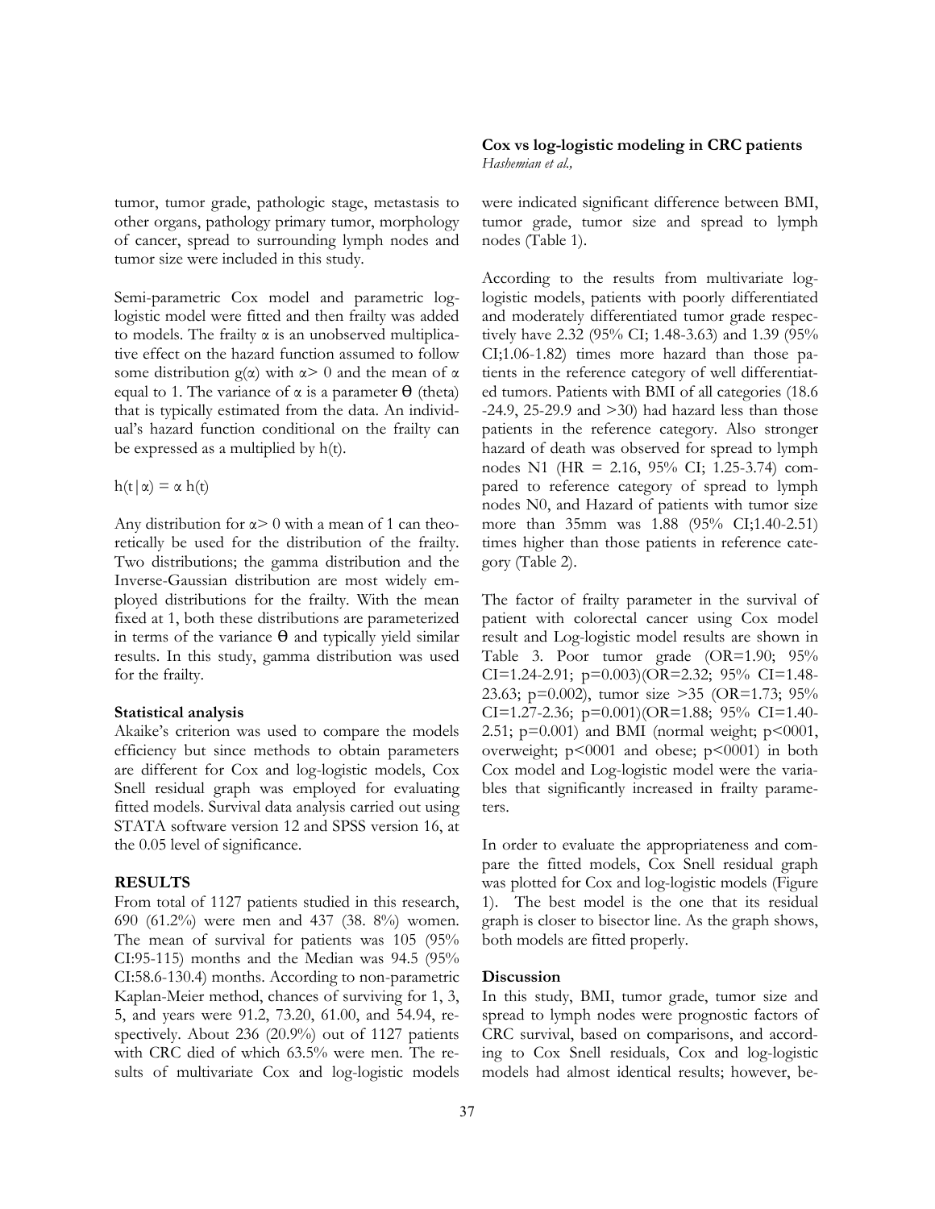tumor, tumor grade, pathologic stage, metastasis to other organs, pathology primary tumor, morphology of cancer, spread to surrounding lymph nodes and tumor size were included in this study.

Semi-parametric Cox model and parametric log-logistic model were fitted and then frailty was added to models. The frailty $\alpha$ is an unobserved multiplicative effect on the hazard function assumed to follow some distribution $g(\alpha)$ with $\alpha > 0$ and the mean of $\alpha$ equal to 1. The variance of $\alpha$ is a parameter $\theta$ (theta) that is typically estimated from the data. An individual's hazard function conditional on the frailty can be expressed as a multiplied by h(t).

$h(t|\alpha) = \alpha\, h(t)$

Any distribution for $\alpha > 0$ with a mean of 1 can theoretically be used for the distribution of the frailty. Two distributions; the gamma distribution and the Inverse-Gaussian distribution are most widely employed distributions for the frailty. With the mean fixed at 1, both these distributions are parameterized in terms of the variance $\theta$ and typically yield similar results. In this study, gamma distribution was used for the frailty.

**Statistical analysis**

Akaike's criterion was used to compare the models efficiency but since methods to obtain parameters are different for Cox and log-logistic models, Cox Snell residual graph was employed for evaluating fitted models. Survival data analysis carried out using STATA software version 12 and SPSS version 16, at the 0.05 level of significance.

## RESULTS

From total of 1127 patients studied in this research, 690 (61.2%) were men and 437 (38. 8%) women. The mean of survival for patients was 105 (95% CI:95-115) months and the Median was 94.5 (95% CI:58.6-130.4) months. According to non-parametric Kaplan-Meier method, chances of surviving for 1, 3, 5, and years were 91.2, 73.20, 61.00, and 54.94, respectively. About 236 (20.9%) out of 1127 patients with CRC died of which 63.5% were men. The results of multivariate Cox and log-logistic models were indicated significant difference between BMI, tumor grade, tumor size and spread to lymph nodes (Table 1).

According to the results from multivariate log-logistic models, patients with poorly differentiated and moderately differentiated tumor grade respectively have 2.32 (95% CI; 1.48-3.63) and 1.39 (95% CI;1.06-1.82) times more hazard than those patients in the reference category of well differentiated tumors. Patients with BMI of all categories (18.6 -24.9, 25-29.9 and >30) had hazard less than those patients in the reference category. Also stronger hazard of death was observed for spread to lymph nodes N1 (HR = 2.16, 95% CI; 1.25-3.74) compared to reference category of spread to lymph nodes N0, and Hazard of patients with tumor size more than 35mm was 1.88 (95% CI;1.40-2.51) times higher than those patients in reference category (Table 2).

The factor of frailty parameter in the survival of patient with colorectal cancer using Cox model result and Log-logistic model results are shown in Table 3. Poor tumor grade (OR=1.90; 95% CI=1.24-2.91; p=0.003)(OR=2.32; 95% CI=1.48-23.63; p=0.002), tumor size >35 (OR=1.73; 95% CI=1.27-2.36; p=0.001)(OR=1.88; 95% CI=1.40-2.51; p=0.001) and BMI (normal weight; p<0001, overweight; p<0001 and obese; p<0001) in both Cox model and Log-logistic model were the variables that significantly increased in frailty parameters.

In order to evaluate the appropriateness and compare the fitted models, Cox Snell residual graph was plotted for Cox and log-logistic models (Figure 1). The best model is the one that its residual graph is closer to bisector line. As the graph shows, both models are fitted properly.

## Discussion

In this study, BMI, tumor grade, tumor size and spread to lymph nodes were prognostic factors of CRC survival, based on comparisons, and according to Cox Snell residuals, Cox and log-logistic models had almost identical results; however, be-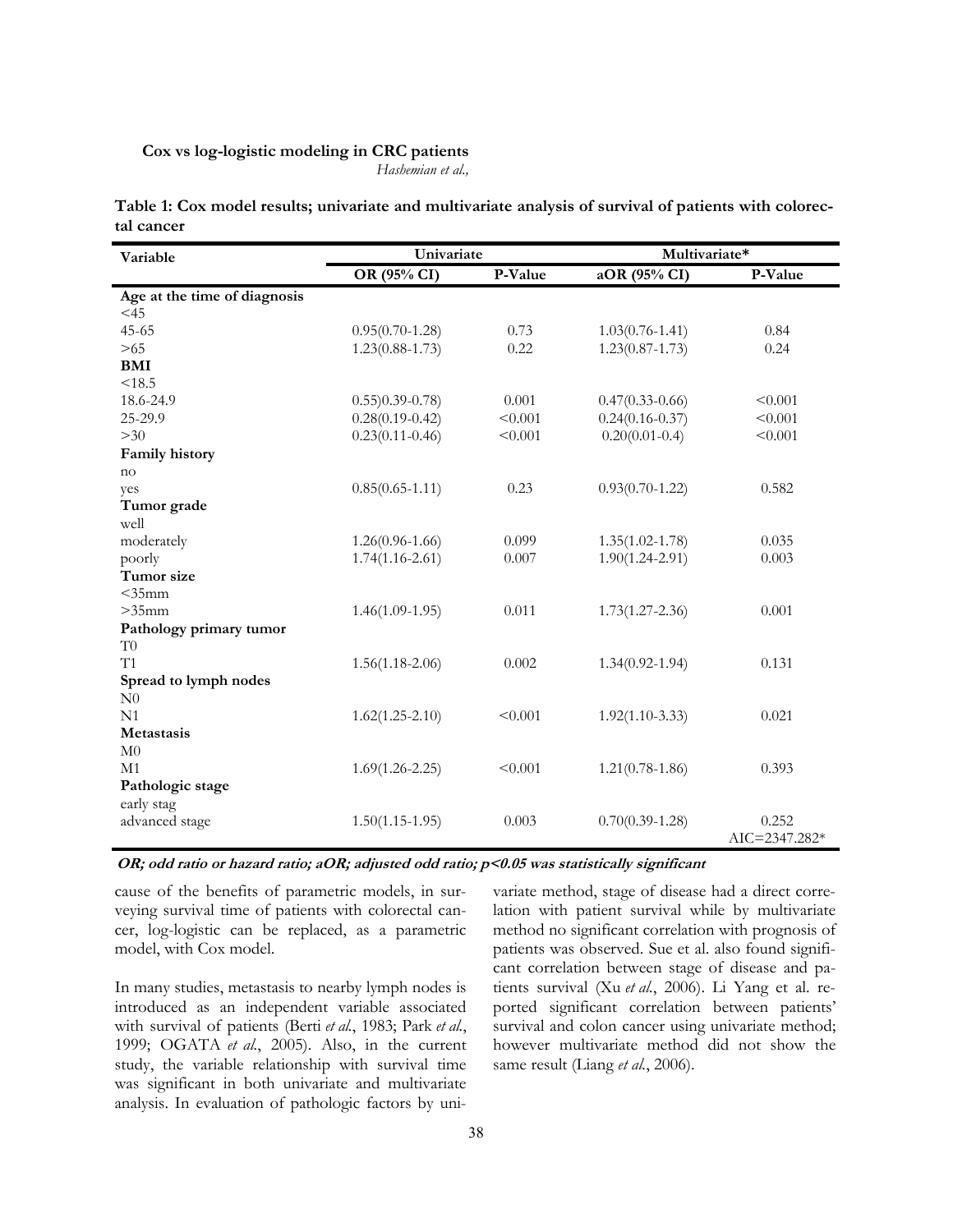**Table 1: Cox model results; univariate and multivariate analysis of survival of patients with colorectal cancer**

| Variable | Univariate | | Multivariate* | |
|---|---|---|---|---|
| | OR (95% CI) | P-Value | aOR (95% CI) | P-Value |
| **Age at the time of diagnosis** | | | | |
| <45 | | | | |
| 45-65 | 0.95(0.70-1.28) | 0.73 | 1.03(0.76-1.41) | 0.84 |
| >65 | 1.23(0.88-1.73) | 0.22 | 1.23(0.87-1.73) | 0.24 |
| **BMI** | | | | |
| <18.5 | | | | |
| 18.6-24.9 | 0.55)0.39-0.78) | 0.001 | 0.47(0.33-0.66) | <0.001 |
| 25-29.9 | 0.28(0.19-0.42) | <0.001 | 0.24(0.16-0.37) | <0.001 |
| >30 | 0.23(0.11-0.46) | <0.001 | 0.20(0.01-0.4) | <0.001 |
| **Family history** | | | | |
| no | | | | |
| yes | 0.85(0.65-1.11) | 0.23 | 0.93(0.70-1.22) | 0.582 |
| **Tumor grade** | | | | |
| well | | | | |
| moderately | 1.26(0.96-1.66) | 0.099 | 1.35(1.02-1.78) | 0.035 |
| poorly | 1.74(1.16-2.61) | 0.007 | 1.90(1.24-2.91) | 0.003 |
| **Tumor size** | | | | |
| <35mm | | | | |
| >35mm | 1.46(1.09-1.95) | 0.011 | 1.73(1.27-2.36) | 0.001 |
| **Pathology primary tumor** | | | | |
| T0 | | | | |
| T1 | 1.56(1.18-2.06) | 0.002 | 1.34(0.92-1.94) | 0.131 |
| **Spread to lymph nodes** | | | | |
| N0 | | | | |
| N1 | 1.62(1.25-2.10) | <0.001 | 1.92(1.10-3.33) | 0.021 |
| **Metastasis** | | | | |
| M0 | | | | |
| M1 | 1.69(1.26-2.25) | <0.001 | 1.21(0.78-1.86) | 0.393 |
| **Pathologic stage** | | | | |
| early stag | | | | |
| advanced stage | 1.50(1.15-1.95) | 0.003 | 0.70(0.39-1.28) | 0.252 AIC=2347.282* |

***OR; odd ratio or hazard ratio; aOR; adjusted odd ratio; p<0.05 was statistically significant***

cause of the benefits of parametric models, in surveying survival time of patients with colorectal cancer, log-logistic can be replaced, as a parametric model, with Cox model.

In many studies, metastasis to nearby lymph nodes is introduced as an independent variable associated with survival of patients (Berti *et al.*, 1983; Park *et al.*, 1999; OGATA *et al.*, 2005). Also, in the current study, the variable relationship with survival time was significant in both univariate and multivariate analysis. In evaluation of pathologic factors by univariate method, stage of disease had a direct correlation with patient survival while by multivariate method no significant correlation with prognosis of patients was observed. Sue et al. also found significant correlation between stage of disease and patients survival (Xu *et al.*, 2006). Li Yang et al. reported significant correlation between patients' survival and colon cancer using univariate method; however multivariate method did not show the same result (Liang *et al.*, 2006).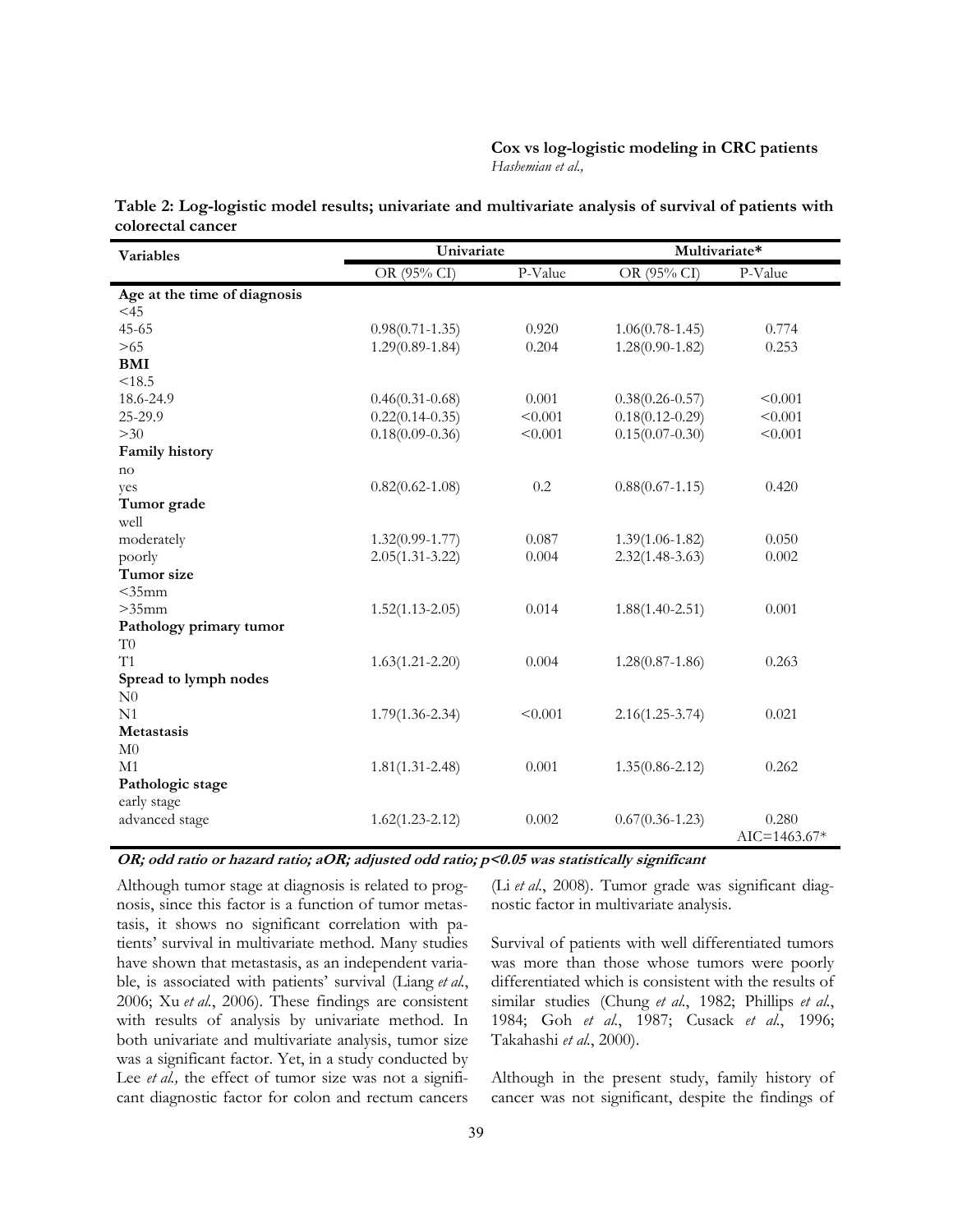**Table 2: Log-logistic model results; univariate and multivariate analysis of survival of patients with colorectal cancer**

| Variables | Univariate | | Multivariate* | |
|---|---|---|---|---|
| | OR (95% CI) | P-Value | OR (95% CI) | P-Value |
| **Age at the time of diagnosis** | | | | |
| <45 | | | | |
| 45-65 | 0.98(0.71-1.35) | 0.920 | 1.06(0.78-1.45) | 0.774 |
| >65 | 1.29(0.89-1.84) | 0.204 | 1.28(0.90-1.82) | 0.253 |
| **BMI** | | | | |
| <18.5 | | | | |
| 18.6-24.9 | 0.46(0.31-0.68) | 0.001 | 0.38(0.26-0.57) | <0.001 |
| 25-29.9 | 0.22(0.14-0.35) | <0.001 | 0.18(0.12-0.29) | <0.001 |
| >30 | 0.18(0.09-0.36) | <0.001 | 0.15(0.07-0.30) | <0.001 |
| **Family history** | | | | |
| no | | | | |
| yes | 0.82(0.62-1.08) | 0.2 | 0.88(0.67-1.15) | 0.420 |
| **Tumor grade** | | | | |
| well | | | | |
| moderately | 1.32(0.99-1.77) | 0.087 | 1.39(1.06-1.82) | 0.050 |
| poorly | 2.05(1.31-3.22) | 0.004 | 2.32(1.48-3.63) | 0.002 |
| **Tumor size** | | | | |
| <35mm | | | | |
| >35mm | 1.52(1.13-2.05) | 0.014 | 1.88(1.40-2.51) | 0.001 |
| **Pathology primary tumor** | | | | |
| T0 | | | | |
| T1 | 1.63(1.21-2.20) | 0.004 | 1.28(0.87-1.86) | 0.263 |
| **Spread to lymph nodes** | | | | |
| N0 | | | | |
| N1 | 1.79(1.36-2.34) | <0.001 | 2.16(1.25-3.74) | 0.021 |
| **Metastasis** | | | | |
| M0 | | | | |
| M1 | 1.81(1.31-2.48) | 0.001 | 1.35(0.86-2.12) | 0.262 |
| **Pathologic stage** | | | | |
| early stage | | | | |
| advanced stage | 1.62(1.23-2.12) | 0.002 | 0.67(0.36-1.23) | 0.280 AIC=1463.67* |

***OR; odds ratio or hazard ratio; aOR; adjusted odd ratio; p<0.05 was statistically significant***

Although tumor stage at diagnosis is related to prognosis, since this factor is a function of tumor metastasis, it shows no significant correlation with patients' survival in multivariate method. Many studies have shown that metastasis, as an independent variable, is associated with patients' survival (Liang *et al.*, 2006; Xu *et al.*, 2006). These findings are consistent with results of analysis by univariate method. In both univariate and multivariate analysis, tumor size was a significant factor. Yet, in a study conducted by Lee *et al.,* the effect of tumor size was not a significant diagnostic factor for colon and rectum cancers (Li *et al.*, 2008). Tumor grade was significant diagnostic factor in multivariate analysis.

Survival of patients with well differentiated tumors was more than those whose tumors were poorly differentiated which is consistent with the results of similar studies (Chung *et al.*, 1982; Phillips *et al.*, 1984; Goh *et al.*, 1987; Cusack *et al.*, 1996; Takahashi *et al.*, 2000).

Although in the present study, family history of cancer was not significant, despite the findings of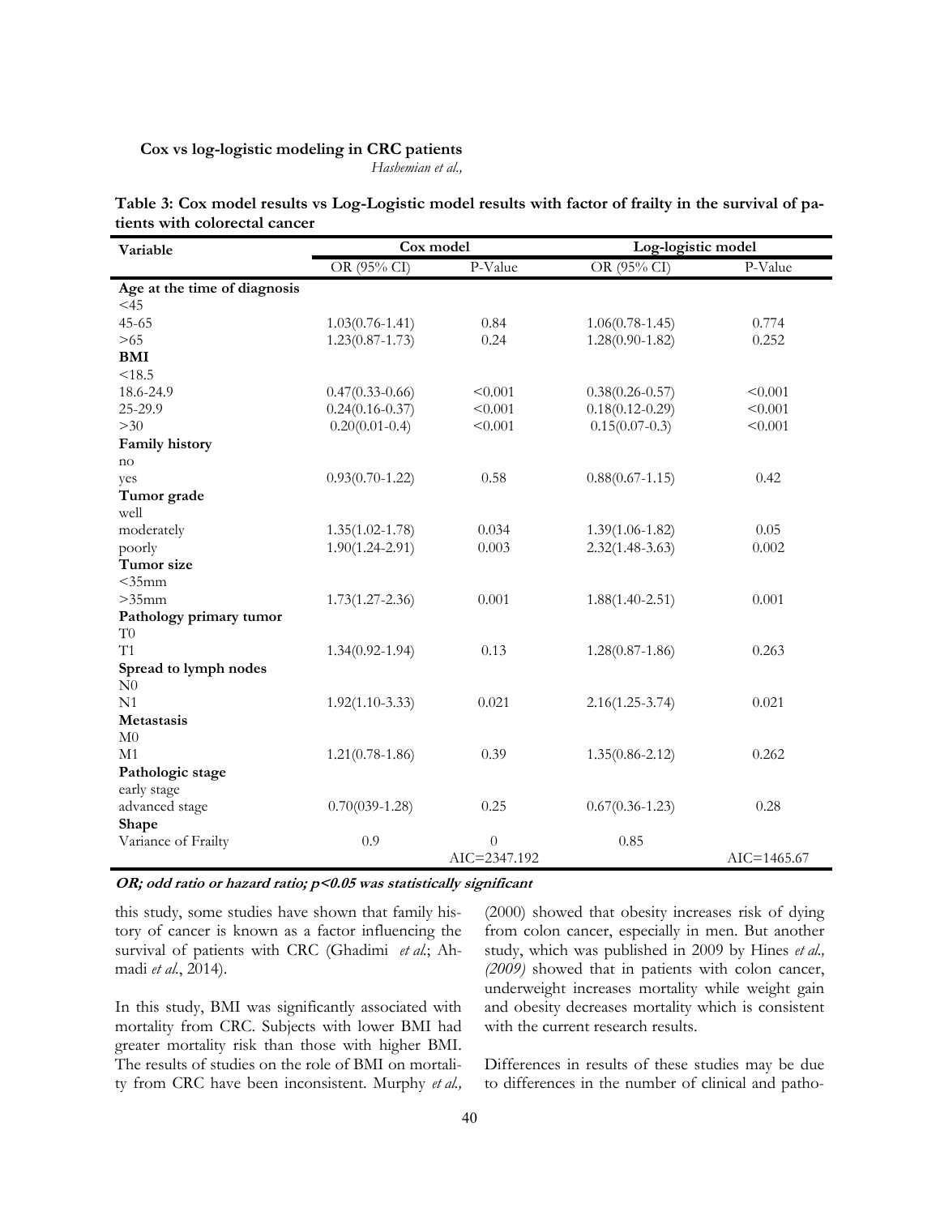**Table 3: Cox model results vs Log-Logistic model results with factor of frailty in the survival of patients with colorectal cancer**

| Variable | Cox model | | Log-logistic model | |
|---|---|---|---|---|
| | OR (95% CI) | P-Value | OR (95% CI) | P-Value |
| **Age at the time of diagnosis** | | | | |
| <45 | | | | |
| 45-65 | 1.03(0.76-1.41) | 0.84 | 1.06(0.78-1.45) | 0.774 |
| >65 | 1.23(0.87-1.73) | 0.24 | 1.28(0.90-1.82) | 0.252 |
| **BMI** | | | | |
| <18.5 | | | | |
| 18.6-24.9 | 0.47(0.33-0.66) | <0.001 | 0.38(0.26-0.57) | <0.001 |
| 25-29.9 | 0.24(0.16-0.37) | <0.001 | 0.18(0.12-0.29) | <0.001 |
| >30 | 0.20(0.01-0.4) | <0.001 | 0.15(0.07-0.3) | <0.001 |
| **Family history** | | | | |
| no | | | | |
| yes | 0.93(0.70-1.22) | 0.58 | 0.88(0.67-1.15) | 0.42 |
| **Tumor grade** | | | | |
| well | | | | |
| moderately | 1.35(1.02-1.78) | 0.034 | 1.39(1.06-1.82) | 0.05 |
| poorly | 1.90(1.24-2.91) | 0.003 | 2.32(1.48-3.63) | 0.002 |
| **Tumor size** | | | | |
| <35mm | | | | |
| >35mm | 1.73(1.27-2.36) | 0.001 | 1.88(1.40-2.51) | 0.001 |
| **Pathology primary tumor** | | | | |
| T0 | | | | |
| T1 | 1.34(0.92-1.94) | 0.13 | 1.28(0.87-1.86) | 0.263 |
| **Spread to lymph nodes** | | | | |
| N0 | | | | |
| N1 | 1.92(1.10-3.33) | 0.021 | 2.16(1.25-3.74) | 0.021 |
| **Metastasis** | | | | |
| M0 | | | | |
| M1 | 1.21(0.78-1.86) | 0.39 | 1.35(0.86-2.12) | 0.262 |
| **Pathologic stage** | | | | |
| early stage | | | | |
| advanced stage | 0.70(039-1.28) | 0.25 | 0.67(0.36-1.23) | 0.28 |
| **Shape** | | | | |
| Variance of Frailty | 0.9 | 0 | 0.85 | |
| | | AIC=2347.192 | | AIC=1465.67 |

***OR; odd ratio or hazard ratio; p<0.05 was statistically significant***

this study, some studies have shown that family history of cancer is known as a factor influencing the survival of patients with CRC (Ghadimi *et al.*; Ahmadi *et al.*, 2014).

In this study, BMI was significantly associated with mortality from CRC. Subjects with lower BMI had greater mortality risk than those with higher BMI. The results of studies on the role of BMI on mortality from CRC have been inconsistent. Murphy *et al.,* (2000) showed that obesity increases risk of dying from colon cancer, especially in men. But another study, which was published in 2009 by Hines *et al., (2009)* showed that in patients with colon cancer, underweight increases mortality while weight gain and obesity decreases mortality which is consistent with the current research results.

Differences in results of these studies may be due to differences in the number of clinical and patho-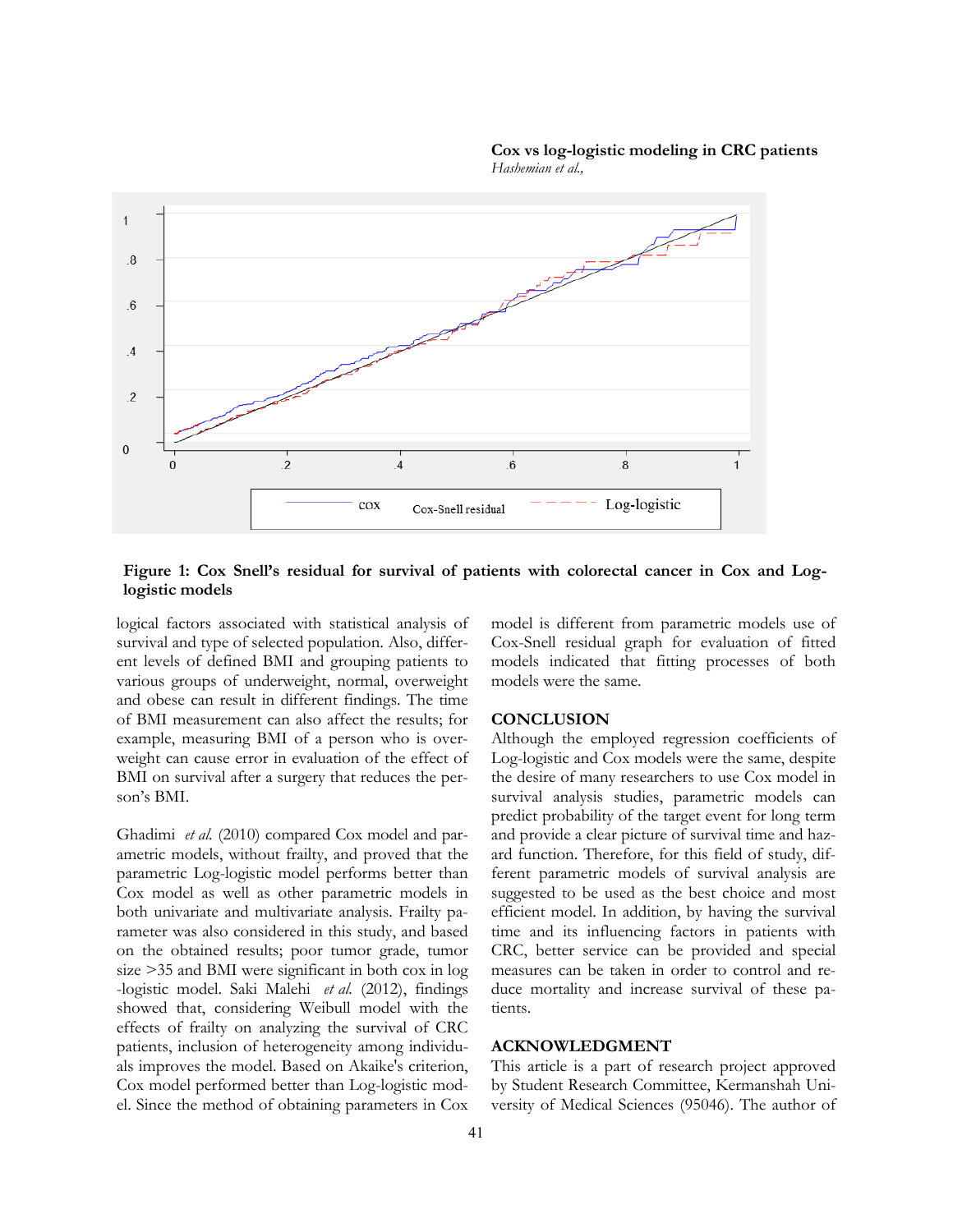**Figure 1: Cox Snell's residual for survival of patients with colorectal cancer in Cox and Log-logistic models**

logical factors associated with statistical analysis of survival and type of selected population. Also, different levels of defined BMI and grouping patients to various groups of underweight, normal, overweight and obese can result in different findings. The time of BMI measurement can also affect the results; for example, measuring BMI of a person who is overweight can cause error in evaluation of the effect of BMI on survival after a surgery that reduces the person's BMI.

Ghadimi *et al.* (2010) compared Cox model and parametric models, without frailty, and proved that the parametric Log-logistic model performs better than Cox model as well as other parametric models in both univariate and multivariate analysis. Frailty parameter was also considered in this study, and based on the obtained results; poor tumor grade, tumor size >35 and BMI were significant in both cox in log-logistic model. Saki Malehi *et al.* (2012), findings showed that, considering Weibull model with the effects of frailty on analyzing the survival of CRC patients, inclusion of heterogeneity among individuals improves the model. Based on Akaike's criterion, Cox model performed better than Log-logistic model. Since the method of obtaining parameters in Cox model is different from parametric models use of Cox-Snell residual graph for evaluation of fitted models indicated that fitting processes of both models were the same.

## CONCLUSION

Although the employed regression coefficients of Log-logistic and Cox models were the same, despite the desire of many researchers to use Cox model in survival analysis studies, parametric models can predict probability of the target event for long term and provide a clear picture of survival time and hazard function. Therefore, for this field of study, different parametric models of survival analysis are suggested to be used as the best choice and most efficient model. In addition, by having the survival time and its influencing factors in patients with CRC, better service can be provided and special measures can be taken in order to control and reduce mortality and increase survival of these patients.

## ACKNOWLEDGMENT

This article is a part of research project approved by Student Research Committee, Kermanshah University of Medical Sciences (95046). The author of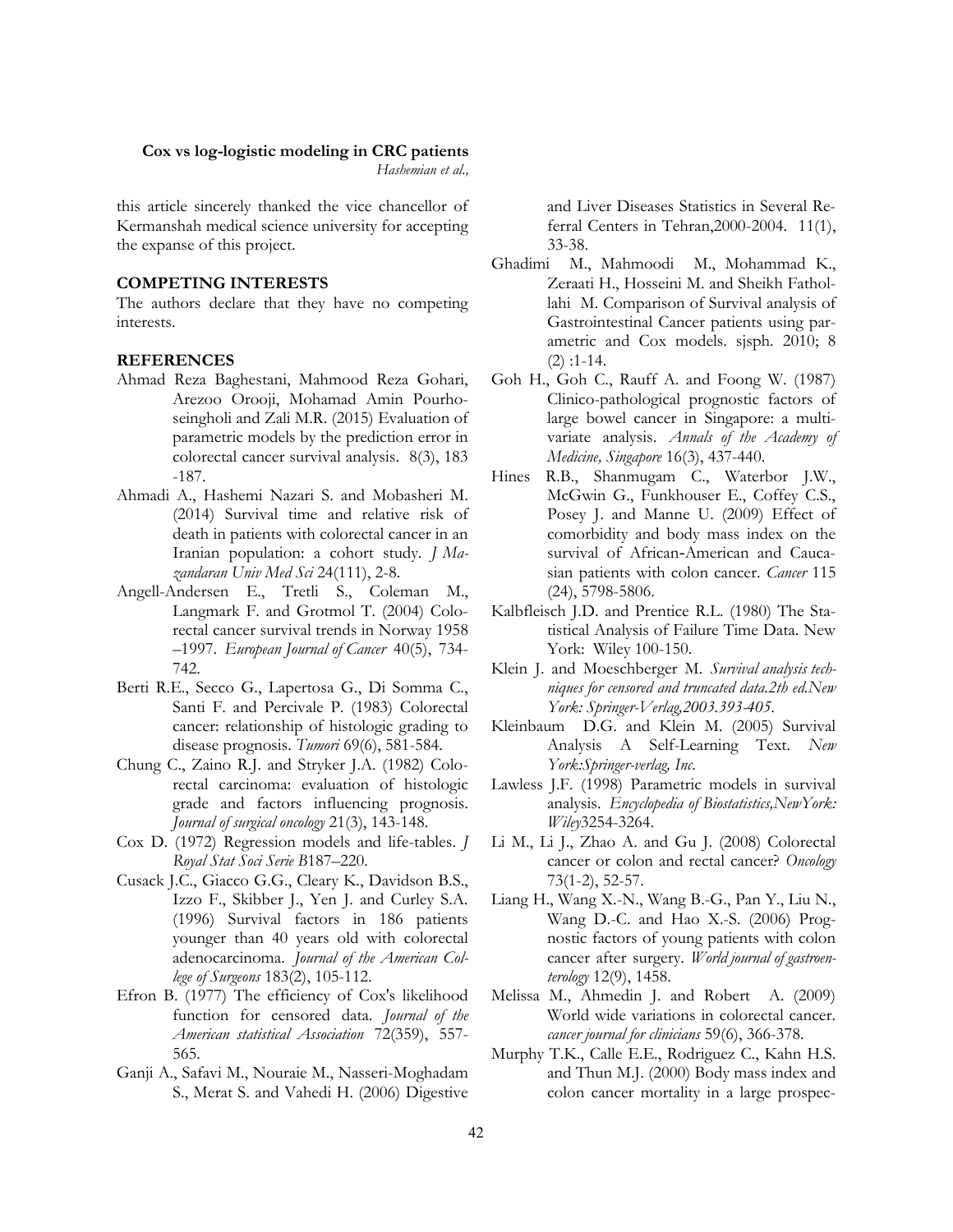this article sincerely thanked the vice chancellor of Kermanshah medical science university for accepting the expanse of this project.

## COMPETING INTERESTS

The authors declare that they have no competing interests.

## REFERENCES

Ahmad Reza Baghestani, Mahmood Reza Gohari, Arezoo Orooji, Mohamad Amin Pourhoseingholi and Zali M.R. (2015) Evaluation of parametric models by the prediction error in colorectal cancer survival analysis. 8(3), 183 -187.

Ahmadi A., Hashemi Nazari S. and Mobasheri M. (2014) Survival time and relative risk of death in patients with colorectal cancer in an Iranian population: a cohort study. *J Mazandaran Univ Med Sci* 24(111), 2-8.

Angell-Andersen E., Tretli S., Coleman M., Langmark F. and Grotmol T. (2004) Colorectal cancer survival trends in Norway 1958 –1997. *European Journal of Cancer* 40(5), 734-742.

Berti R.E., Secco G., Lapertosa G., Di Somma C., Santi F. and Percivale P. (1983) Colorectal cancer: relationship of histologic grading to disease prognosis. *Tumori* 69(6), 581-584.

Chung C., Zaino R.J. and Stryker J.A. (1982) Colorectal carcinoma: evaluation of histologic grade and factors influencing prognosis. *Journal of surgical oncology* 21(3), 143-148.

Cox D. (1972) Regression models and life-tables. *J Royal Stat Soci Serie B*187–220.

Cusack J.C., Giacco G.G., Cleary K., Davidson B.S., Izzo F., Skibber J., Yen J. and Curley S.A. (1996) Survival factors in 186 patients younger than 40 years old with colorectal adenocarcinoma. *Journal of the American College of Surgeons* 183(2), 105-112.

Efron B. (1977) The efficiency of Cox's likelihood function for censored data. *Journal of the American statistical Association* 72(359), 557-565.

Ganji A., Safavi M., Nouraie M., Nasseri-Moghadam S., Merat S. and Vahedi H. (2006) Digestive and Liver Diseases Statistics in Several Referral Centers in Tehran,2000-2004. 11(1), 33-38.

Ghadimi M., Mahmoodi M., Mohammad K., Zeraati H., Hosseini M. and Sheikh Fathollahi M. Comparison of Survival analysis of Gastrointestinal Cancer patients using parametric and Cox models. sjsph. 2010; 8 (2) :1-14.

Goh H., Goh C., Rauff A. and Foong W. (1987) Clinico-pathological prognostic factors of large bowel cancer in Singapore: a multivariate analysis. *Annals of the Academy of Medicine, Singapore* 16(3), 437-440.

Hines R.B., Shanmugam C., Waterbor J.W., McGwin G., Funkhouser E., Coffey C.S., Posey J. and Manne U. (2009) Effect of comorbidity and body mass index on the survival of African-American and Caucasian patients with colon cancer. *Cancer* 115 (24), 5798-5806.

Kalbfleisch J.D. and Prentice R.L. (1980) The Statistical Analysis of Failure Time Data. New York: Wiley 100-150.

Klein J. and Moeschberger M. *Survival analysis techniques for censored and truncated data.2th ed.New York: Springer-Verlag,2003.393-405.*

Kleinbaum D.G. and Klein M. (2005) Survival Analysis A Self-Learning Text. *New York:Springer-verlag, Inc.*

Lawless J.F. (1998) Parametric models in survival analysis. *Encyclopedia of Biostatistics,NewYork: Wiley*3254-3264.

Li M., Li J., Zhao A. and Gu J. (2008) Colorectal cancer or colon and rectal cancer? *Oncology* 73(1-2), 52-57.

Liang H., Wang X.-N., Wang B.-G., Pan Y., Liu N., Wang D.-C. and Hao X.-S. (2006) Prognostic factors of young patients with colon cancer after surgery. *World journal of gastroenterology* 12(9), 1458.

Melissa M., Ahmedin J. and Robert A. (2009) World wide variations in colorectal cancer. *cancer journal for clinicians* 59(6), 366-378.

Murphy T.K., Calle E.E., Rodriguez C., Kahn H.S. and Thun M.J. (2000) Body mass index and colon cancer mortality in a large prospec-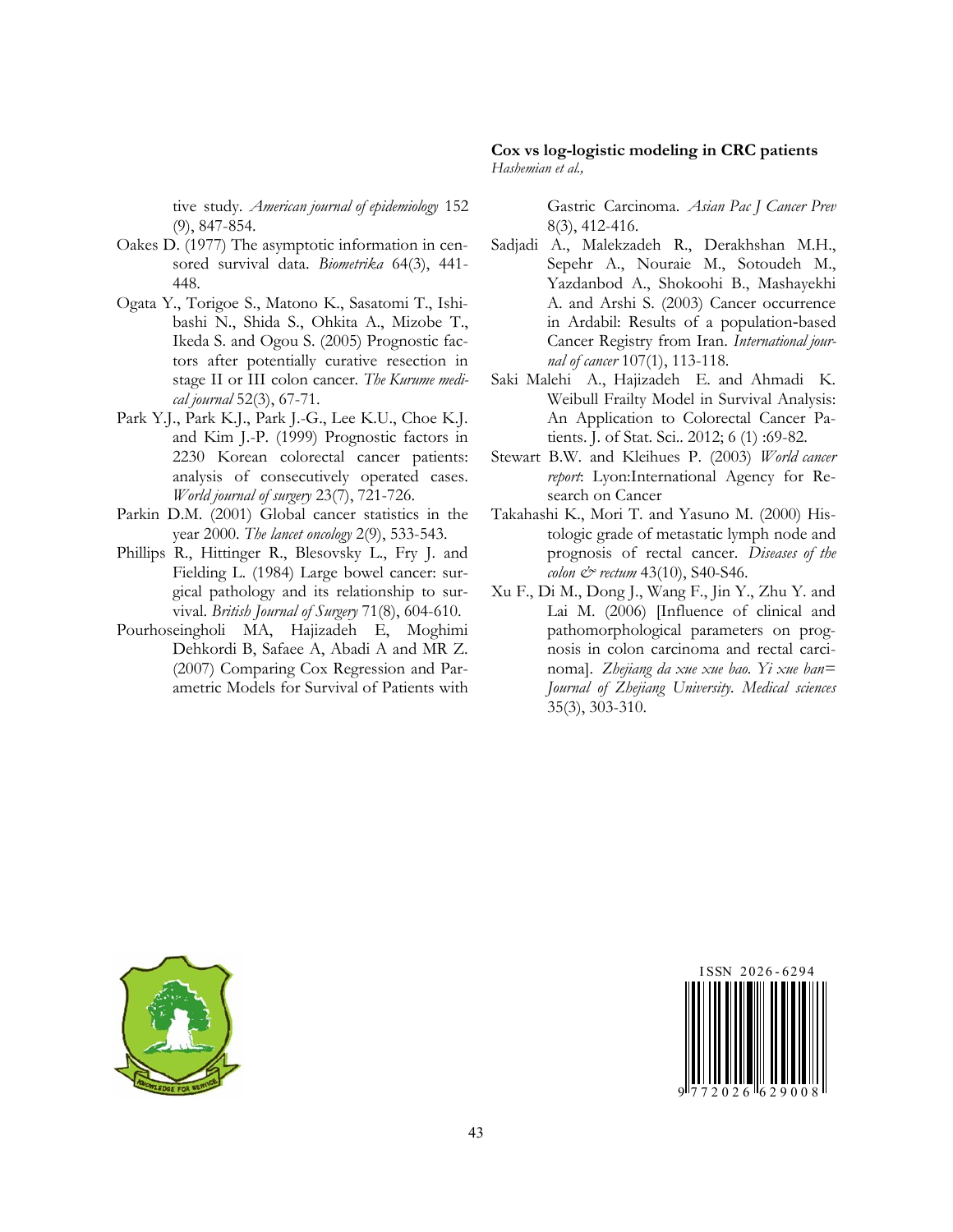tive study. *American journal of epidemiology* 152 (9), 847-854.

Oakes D. (1977) The asymptotic information in censored survival data. *Biometrika* 64(3), 441-448.

Ogata Y., Torigoe S., Matono K., Sasatomi T., Ishibashi N., Shida S., Ohkita A., Mizobe T., Ikeda S. and Ogou S. (2005) Prognostic factors after potentially curative resection in stage II or III colon cancer. *The Kurume medical journal* 52(3), 67-71.

Park Y.J., Park K.J., Park J.-G., Lee K.U., Choe K.J. and Kim J.-P. (1999) Prognostic factors in 2230 Korean colorectal cancer patients: analysis of consecutively operated cases. *World journal of surgery* 23(7), 721-726.

Parkin D.M. (2001) Global cancer statistics in the year 2000. *The lancet oncology* 2(9), 533-543.

Phillips R., Hittinger R., Blesovsky L., Fry J. and Fielding L. (1984) Large bowel cancer: surgical pathology and its relationship to survival. *British Journal of Surgery* 71(8), 604-610.

Pourhoseingholi MA, Hajizadeh E, Moghimi Dehkordi B, Safaee A, Abadi A and MR Z. (2007) Comparing Cox Regression and Parametric Models for Survival of Patients with Gastric Carcinoma. *Asian Pac J Cancer Prev* 8(3), 412-416.

Sadjadi A., Malekzadeh R., Derakhshan M.H., Sepehr A., Nouraie M., Sotoudeh M., Yazdanbod A., Shokoohi B., Mashayekhi A. and Arshi S. (2003) Cancer occurrence in Ardabil: Results of a population-based Cancer Registry from Iran. *International journal of cancer* 107(1), 113-118.

Saki Malehi A., Hajizadeh E. and Ahmadi K. Weibull Frailty Model in Survival Analysis: An Application to Colorectal Cancer Patients. J. of Stat. Sci.. 2012; 6 (1) :69-82.

Stewart B.W. and Kleihues P. (2003) *World cancer report*: Lyon:International Agency for Research on Cancer

Takahashi K., Mori T. and Yasuno M. (2000) Histologic grade of metastatic lymph node and prognosis of rectal cancer. *Diseases of the colon & rectum* 43(10), S40-S46.

Xu F., Di M., Dong J., Wang F., Jin Y., Zhu Y. and Lai M. (2006) [Influence of clinical and pathomorphological parameters on prognosis in colon carcinoma and rectal carcinoma]. *Zhejiang da xue xue bao. Yi xue ban= Journal of Zhejiang University. Medical sciences* 35(3), 303-310.

ISSN 2026-6294

9 772026 629008